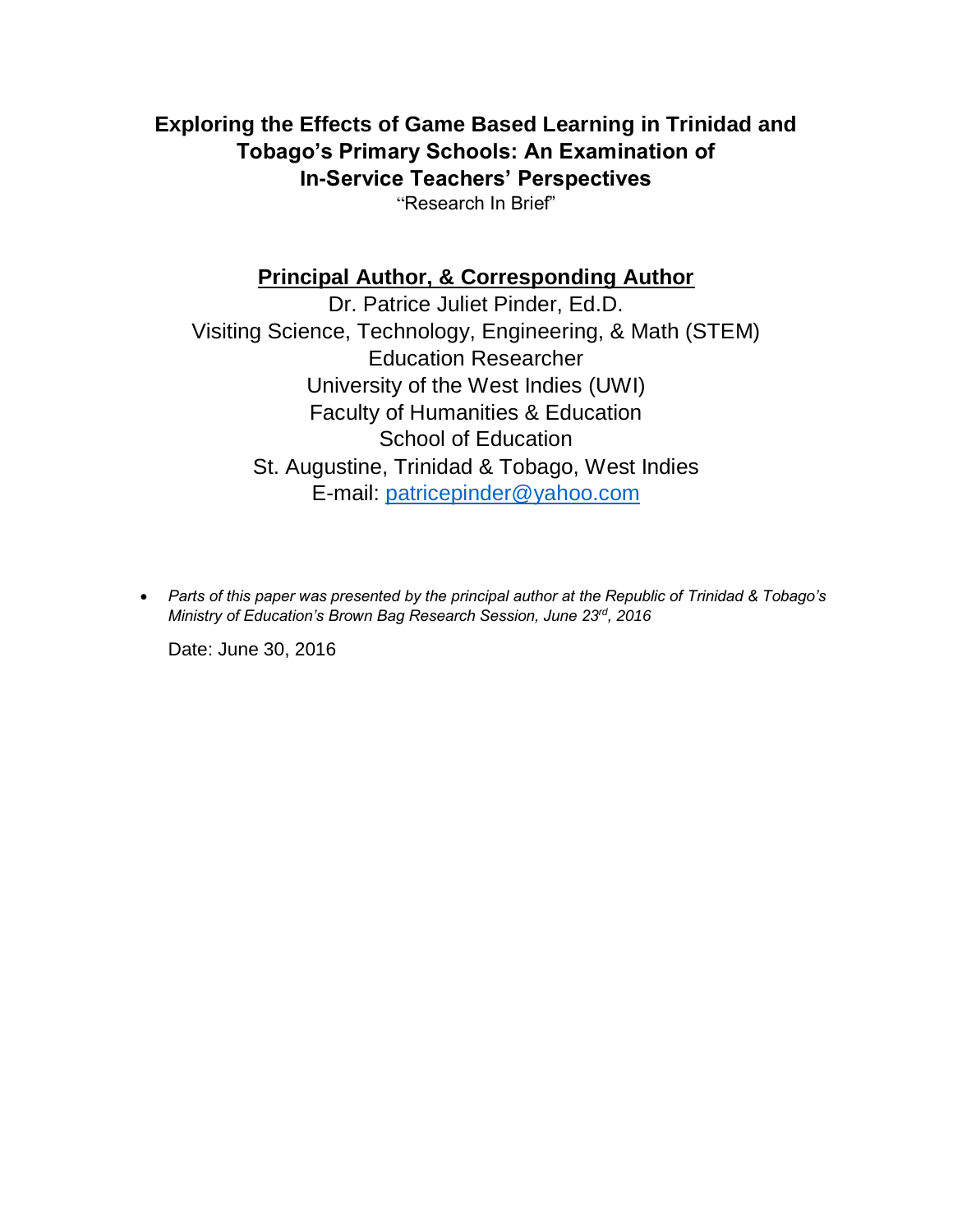# Exploring the Effects of Game Based Learning in Trinidad and Tobago's Primary Schools: An Examination of In-Service Teachers' Perspectives

"Research In Brief"

**Principal Author, & Corresponding Author**

Dr. Patrice Juliet Pinder, Ed.D.
Visiting Science, Technology, Engineering, & Math (STEM)
Education Researcher
University of the West Indies (UWI)
Faculty of Humanities & Education
School of Education
St. Augustine, Trinidad & Tobago, West Indies
E-mail: patricepinder@yahoo.com

- *Parts of this paper was presented by the principal author at the Republic of Trinidad & Tobago's Ministry of Education's Brown Bag Research Session, June 23rd, 2016*

Date: June 30, 2016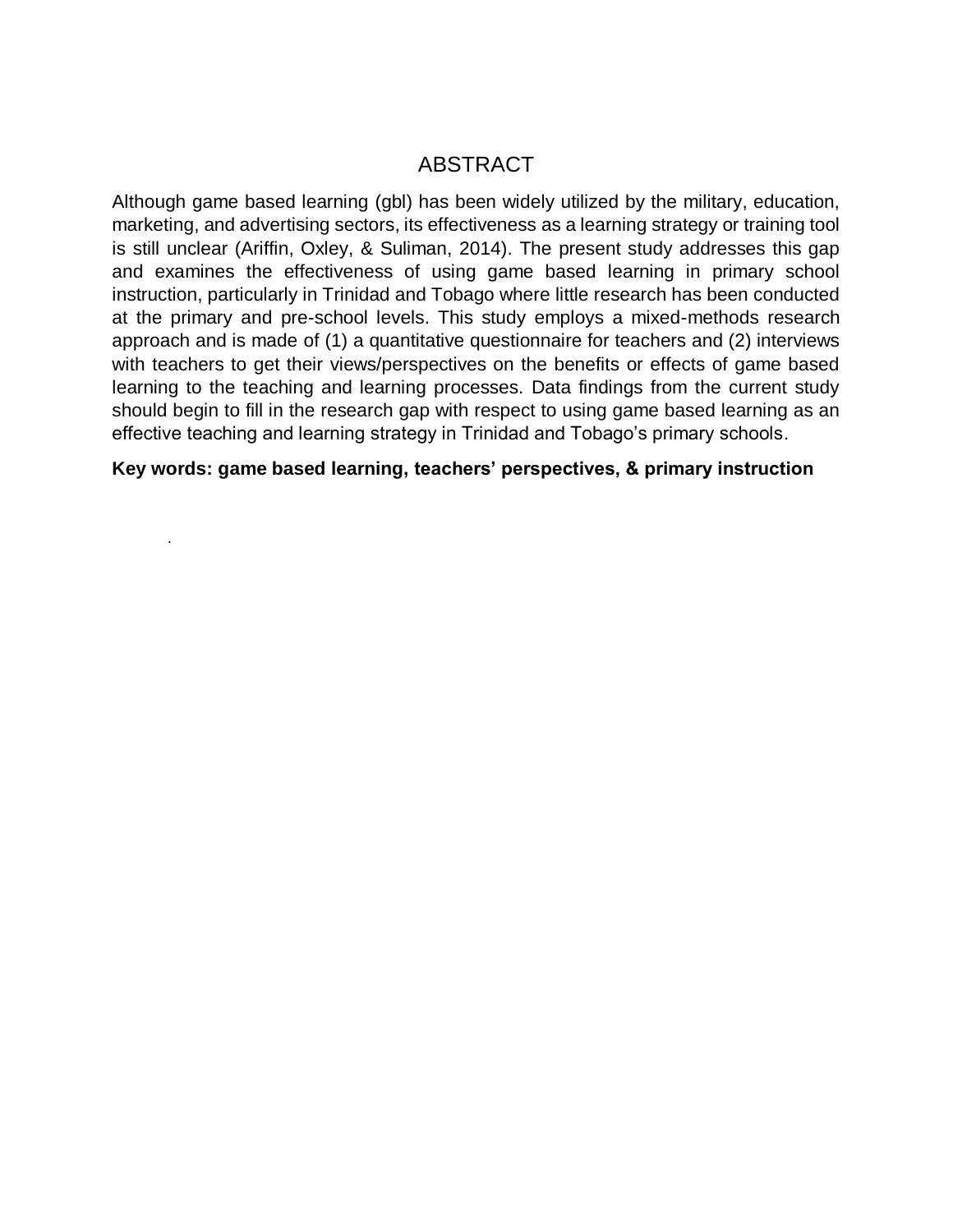# ABSTRACT

Although game based learning (gbl) has been widely utilized by the military, education, marketing, and advertising sectors, its effectiveness as a learning strategy or training tool is still unclear (Ariffin, Oxley, & Suliman, 2014). The present study addresses this gap and examines the effectiveness of using game based learning in primary school instruction, particularly in Trinidad and Tobago where little research has been conducted at the primary and pre-school levels. This study employs a mixed-methods research approach and is made of (1) a quantitative questionnaire for teachers and (2) interviews with teachers to get their views/perspectives on the benefits or effects of game based learning to the teaching and learning processes. Data findings from the current study should begin to fill in the research gap with respect to using game based learning as an effective teaching and learning strategy in Trinidad and Tobago's primary schools.

**Key words: game based learning, teachers' perspectives, & primary instruction**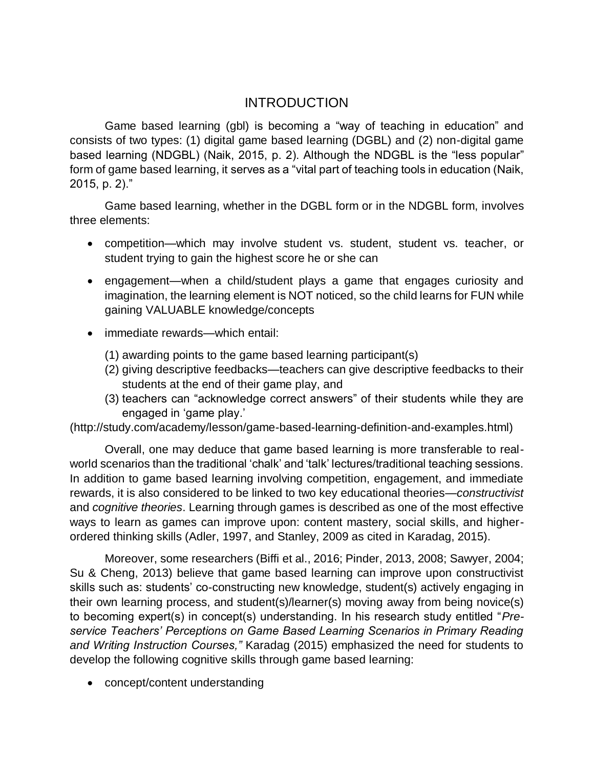# INTRODUCTION

Game based learning (gbl) is becoming a "way of teaching in education" and consists of two types: (1) digital game based learning (DGBL) and (2) non-digital game based learning (NDGBL) (Naik, 2015, p. 2). Although the NDGBL is the "less popular" form of game based learning, it serves as a "vital part of teaching tools in education (Naik, 2015, p. 2)."

Game based learning, whether in the DGBL form or in the NDGBL form, involves three elements:

- competition—which may involve student vs. student, student vs. teacher, or student trying to gain the highest score he or she can
- engagement—when a child/student plays a game that engages curiosity and imagination, the learning element is NOT noticed, so the child learns for FUN while gaining VALUABLE knowledge/concepts
- immediate rewards—which entail:
  (1) awarding points to the game based learning participant(s)
  (2) giving descriptive feedbacks—teachers can give descriptive feedbacks to their students at the end of their game play, and
  (3) teachers can "acknowledge correct answers" of their students while they are engaged in 'game play.'

(http://study.com/academy/lesson/game-based-learning-definition-and-examples.html)

Overall, one may deduce that game based learning is more transferable to real-world scenarios than the traditional 'chalk' and 'talk' lectures/traditional teaching sessions. In addition to game based learning involving competition, engagement, and immediate rewards, it is also considered to be linked to two key educational theories—*constructivist* and *cognitive theories*. Learning through games is described as one of the most effective ways to learn as games can improve upon: content mastery, social skills, and higher-ordered thinking skills (Adler, 1997, and Stanley, 2009 as cited in Karadag, 2015).

Moreover, some researchers (Biffi et al., 2016; Pinder, 2013, 2008; Sawyer, 2004; Su & Cheng, 2013) believe that game based learning can improve upon constructivist skills such as: students' co-constructing new knowledge, student(s) actively engaging in their own learning process, and student(s)/learner(s) moving away from being novice(s) to becoming expert(s) in concept(s) understanding. In his research study entitled "*Pre-service Teachers' Perceptions on Game Based Learning Scenarios in Primary Reading and Writing Instruction Courses,"* Karadag (2015) emphasized the need for students to develop the following cognitive skills through game based learning:

- concept/content understanding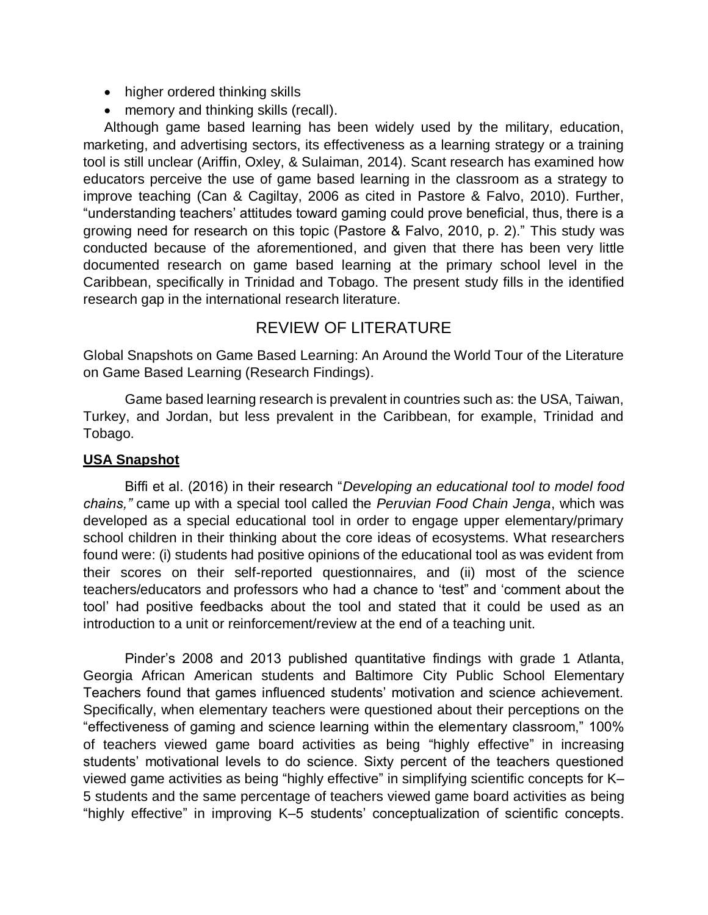- higher ordered thinking skills
- memory and thinking skills (recall).

Although game based learning has been widely used by the military, education, marketing, and advertising sectors, its effectiveness as a learning strategy or a training tool is still unclear (Ariffin, Oxley, & Sulaiman, 2014). Scant research has examined how educators perceive the use of game based learning in the classroom as a strategy to improve teaching (Can & Cagiltay, 2006 as cited in Pastore & Falvo, 2010). Further, "understanding teachers' attitudes toward gaming could prove beneficial, thus, there is a growing need for research on this topic (Pastore & Falvo, 2010, p. 2)." This study was conducted because of the aforementioned, and given that there has been very little documented research on game based learning at the primary school level in the Caribbean, specifically in Trinidad and Tobago. The present study fills in the identified research gap in the international research literature.

## REVIEW OF LITERATURE

Global Snapshots on Game Based Learning: An Around the World Tour of the Literature on Game Based Learning (Research Findings).

Game based learning research is prevalent in countries such as: the USA, Taiwan, Turkey, and Jordan, but less prevalent in the Caribbean, for example, Trinidad and Tobago.

### **USA Snapshot**

Biffi et al. (2016) in their research "*Developing an educational tool to model food chains,"* came up with a special tool called the *Peruvian Food Chain Jenga*, which was developed as a special educational tool in order to engage upper elementary/primary school children in their thinking about the core ideas of ecosystems. What researchers found were: (i) students had positive opinions of the educational tool as was evident from their scores on their self-reported questionnaires, and (ii) most of the science teachers/educators and professors who had a chance to 'test" and 'comment about the tool' had positive feedbacks about the tool and stated that it could be used as an introduction to a unit or reinforcement/review at the end of a teaching unit.

Pinder's 2008 and 2013 published quantitative findings with grade 1 Atlanta, Georgia African American students and Baltimore City Public School Elementary Teachers found that games influenced students' motivation and science achievement. Specifically, when elementary teachers were questioned about their perceptions on the "effectiveness of gaming and science learning within the elementary classroom," 100% of teachers viewed game board activities as being "highly effective" in increasing students' motivational levels to do science. Sixty percent of the teachers questioned viewed game activities as being "highly effective" in simplifying scientific concepts for K–5 students and the same percentage of teachers viewed game board activities as being "highly effective" in improving K–5 students' conceptualization of scientific concepts.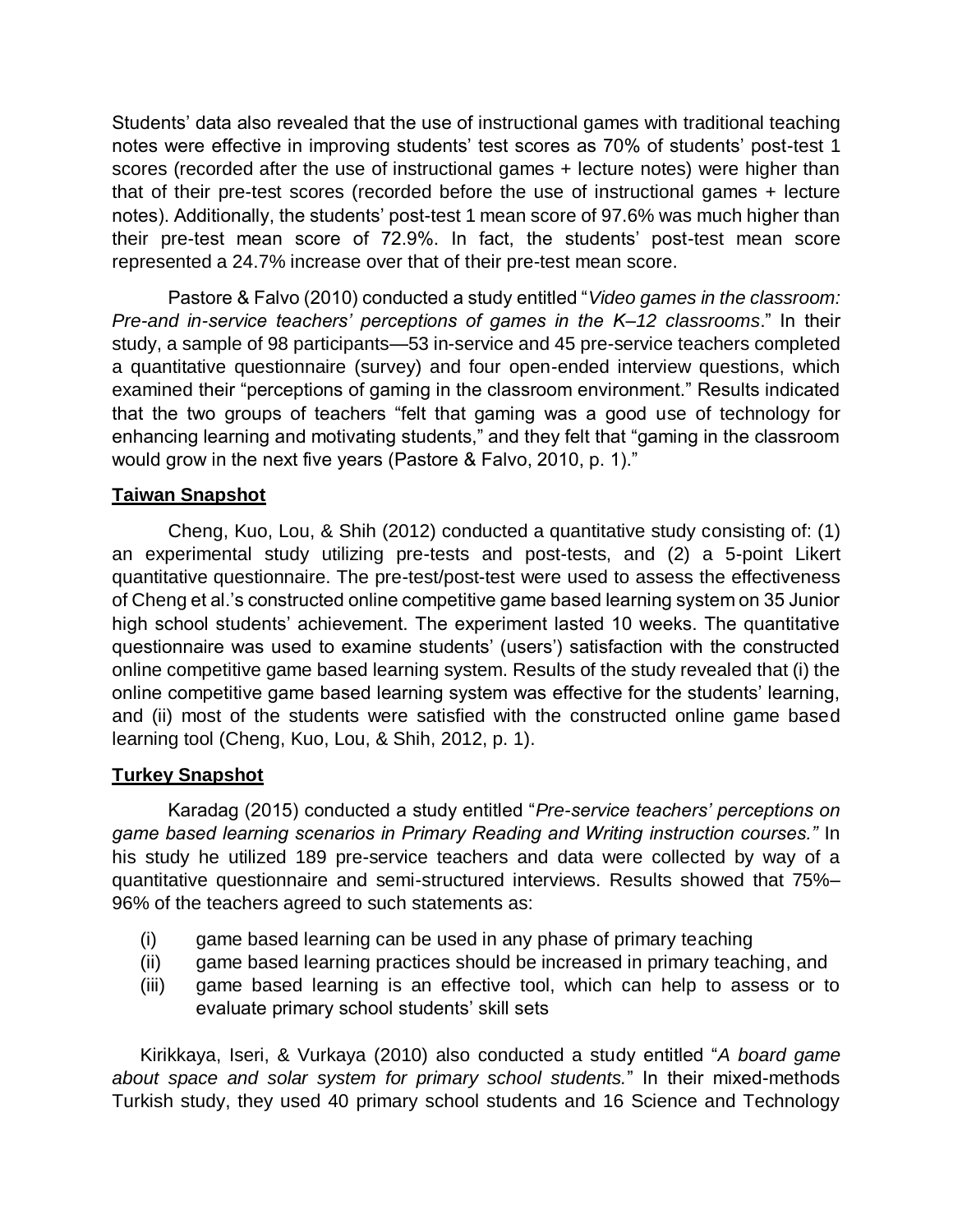Students' data also revealed that the use of instructional games with traditional teaching notes were effective in improving students' test scores as 70% of students' post-test 1 scores (recorded after the use of instructional games + lecture notes) were higher than that of their pre-test scores (recorded before the use of instructional games + lecture notes). Additionally, the students' post-test 1 mean score of 97.6% was much higher than their pre-test mean score of 72.9%. In fact, the students' post-test mean score represented a 24.7% increase over that of their pre-test mean score.

Pastore & Falvo (2010) conducted a study entitled "*Video games in the classroom: Pre-and in-service teachers' perceptions of games in the K–12 classrooms*." In their study, a sample of 98 participants—53 in-service and 45 pre-service teachers completed a quantitative questionnaire (survey) and four open-ended interview questions, which examined their "perceptions of gaming in the classroom environment." Results indicated that the two groups of teachers "felt that gaming was a good use of technology for enhancing learning and motivating students," and they felt that "gaming in the classroom would grow in the next five years (Pastore & Falvo, 2010, p. 1)."

**Taiwan Snapshot**

Cheng, Kuo, Lou, & Shih (2012) conducted a quantitative study consisting of: (1) an experimental study utilizing pre-tests and post-tests, and (2) a 5-point Likert quantitative questionnaire. The pre-test/post-test were used to assess the effectiveness of Cheng et al.'s constructed online competitive game based learning system on 35 Junior high school students' achievement. The experiment lasted 10 weeks. The quantitative questionnaire was used to examine students' (users') satisfaction with the constructed online competitive game based learning system. Results of the study revealed that (i) the online competitive game based learning system was effective for the students' learning, and (ii) most of the students were satisfied with the constructed online game based learning tool (Cheng, Kuo, Lou, & Shih, 2012, p. 1).

**Turkey Snapshot**

Karadag (2015) conducted a study entitled "*Pre-service teachers' perceptions on game based learning scenarios in Primary Reading and Writing instruction courses.*" In his study he utilized 189 pre-service teachers and data were collected by way of a quantitative questionnaire and semi-structured interviews. Results showed that 75%–96% of the teachers agreed to such statements as:

(i) game based learning can be used in any phase of primary teaching
(ii) game based learning practices should be increased in primary teaching, and
(iii) game based learning is an effective tool, which can help to assess or to evaluate primary school students' skill sets

Kirikkaya, Iseri, & Vurkaya (2010) also conducted a study entitled "*A board game about space and solar system for primary school students.*" In their mixed-methods Turkish study, they used 40 primary school students and 16 Science and Technology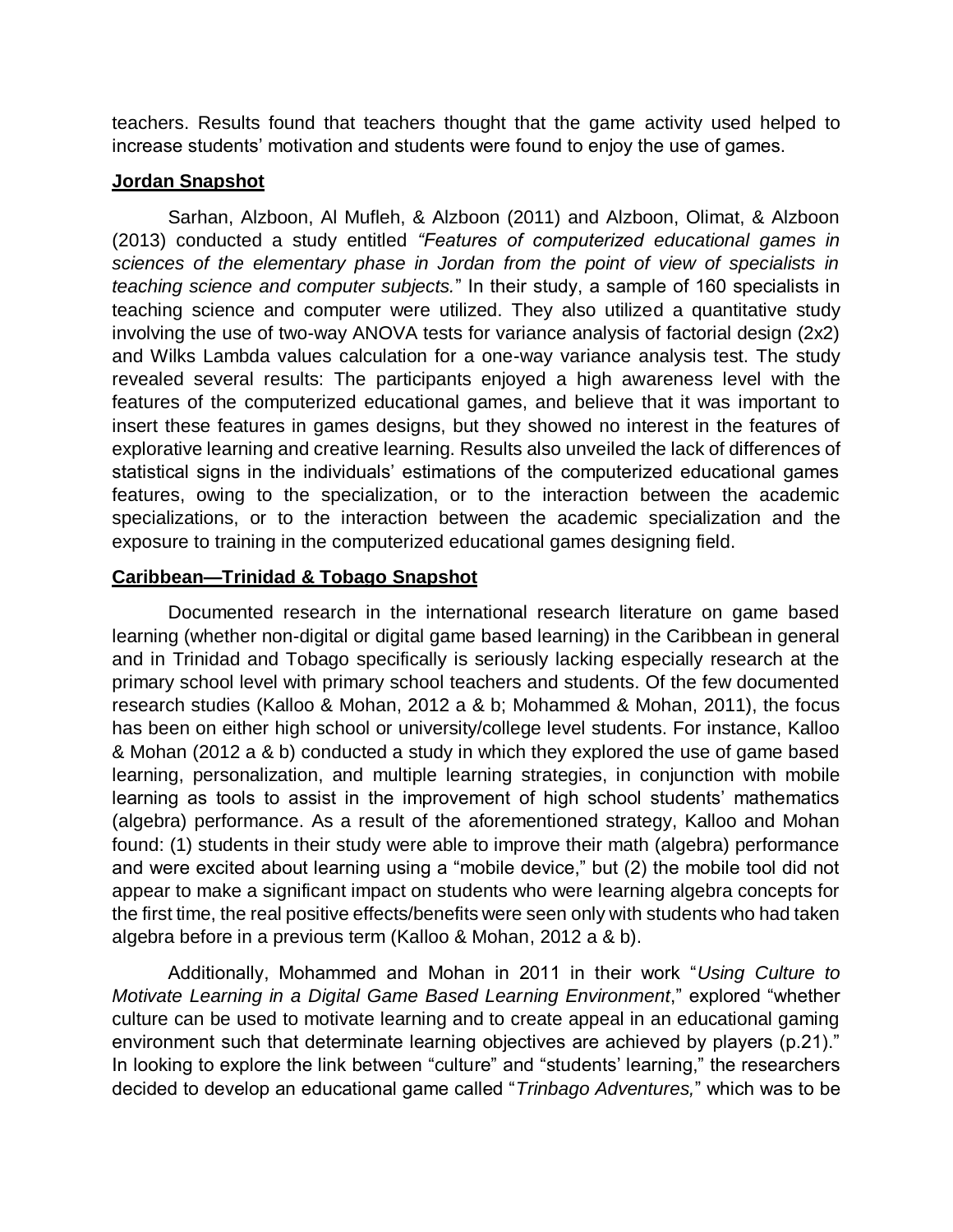teachers. Results found that teachers thought that the game activity used helped to increase students' motivation and students were found to enjoy the use of games.

**Jordan Snapshot**

Sarhan, Alzboon, Al Mufleh, & Alzboon (2011) and Alzboon, Olimat, & Alzboon (2013) conducted a study entitled *"Features of computerized educational games in sciences of the elementary phase in Jordan from the point of view of specialists in teaching science and computer subjects.*" In their study, a sample of 160 specialists in teaching science and computer were utilized. They also utilized a quantitative study involving the use of two-way ANOVA tests for variance analysis of factorial design (2x2) and Wilks Lambda values calculation for a one-way variance analysis test. The study revealed several results: The participants enjoyed a high awareness level with the features of the computerized educational games, and believe that it was important to insert these features in games designs, but they showed no interest in the features of explorative learning and creative learning. Results also unveiled the lack of differences of statistical signs in the individuals' estimations of the computerized educational games features, owing to the specialization, or to the interaction between the academic specializations, or to the interaction between the academic specialization and the exposure to training in the computerized educational games designing field.

**Caribbean—Trinidad & Tobago Snapshot**

Documented research in the international research literature on game based learning (whether non-digital or digital game based learning) in the Caribbean in general and in Trinidad and Tobago specifically is seriously lacking especially research at the primary school level with primary school teachers and students. Of the few documented research studies (Kalloo & Mohan, 2012 a & b; Mohammed & Mohan, 2011), the focus has been on either high school or university/college level students. For instance, Kalloo & Mohan (2012 a & b) conducted a study in which they explored the use of game based learning, personalization, and multiple learning strategies, in conjunction with mobile learning as tools to assist in the improvement of high school students' mathematics (algebra) performance. As a result of the aforementioned strategy, Kalloo and Mohan found: (1) students in their study were able to improve their math (algebra) performance and were excited about learning using a "mobile device," but (2) the mobile tool did not appear to make a significant impact on students who were learning algebra concepts for the first time, the real positive effects/benefits were seen only with students who had taken algebra before in a previous term (Kalloo & Mohan, 2012 a & b).

Additionally, Mohammed and Mohan in 2011 in their work "*Using Culture to Motivate Learning in a Digital Game Based Learning Environment*," explored "whether culture can be used to motivate learning and to create appeal in an educational gaming environment such that determinate learning objectives are achieved by players (p.21)." In looking to explore the link between "culture" and "students' learning," the researchers decided to develop an educational game called "*Trinbago Adventures,*" which was to be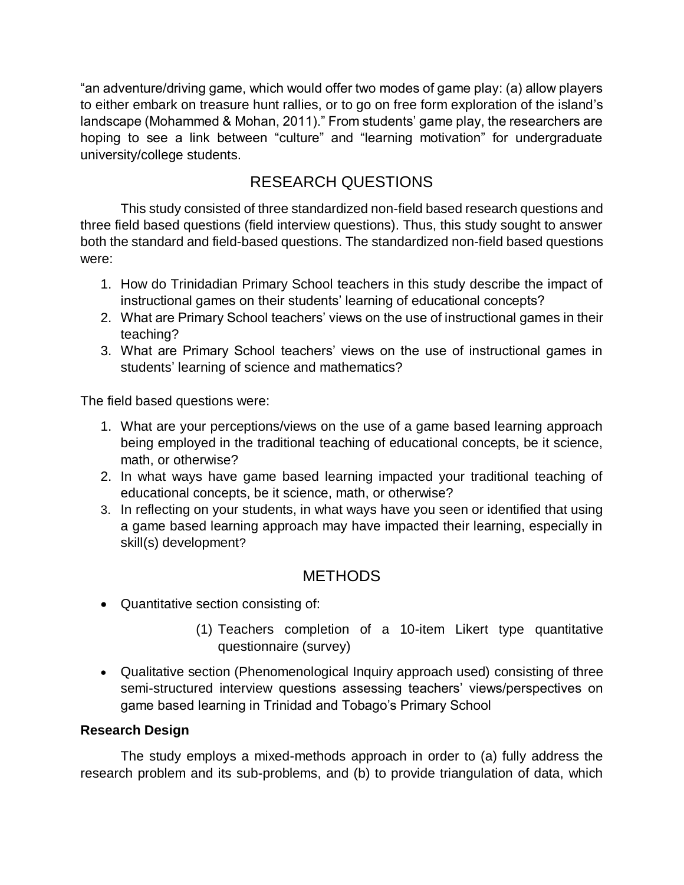"an adventure/driving game, which would offer two modes of game play: (a) allow players to either embark on treasure hunt rallies, or to go on free form exploration of the island's landscape (Mohammed & Mohan, 2011)." From students' game play, the researchers are hoping to see a link between "culture" and "learning motivation" for undergraduate university/college students.

## RESEARCH QUESTIONS

This study consisted of three standardized non-field based research questions and three field based questions (field interview questions). Thus, this study sought to answer both the standard and field-based questions. The standardized non-field based questions were:

1. How do Trinidadian Primary School teachers in this study describe the impact of instructional games on their students' learning of educational concepts?
2. What are Primary School teachers' views on the use of instructional games in their teaching?
3. What are Primary School teachers' views on the use of instructional games in students' learning of science and mathematics?

The field based questions were:

1. What are your perceptions/views on the use of a game based learning approach being employed in the traditional teaching of educational concepts, be it science, math, or otherwise?
2. In what ways have game based learning impacted your traditional teaching of educational concepts, be it science, math, or otherwise?
3. In reflecting on your students, in what ways have you seen or identified that using a game based learning approach may have impacted their learning, especially in skill(s) development?

## METHODS

- Quantitative section consisting of:
  - (1) Teachers completion of a 10-item Likert type quantitative questionnaire (survey)
- Qualitative section (Phenomenological Inquiry approach used) consisting of three semi-structured interview questions assessing teachers' views/perspectives on game based learning in Trinidad and Tobago's Primary School

### Research Design

The study employs a mixed-methods approach in order to (a) fully address the research problem and its sub-problems, and (b) to provide triangulation of data, which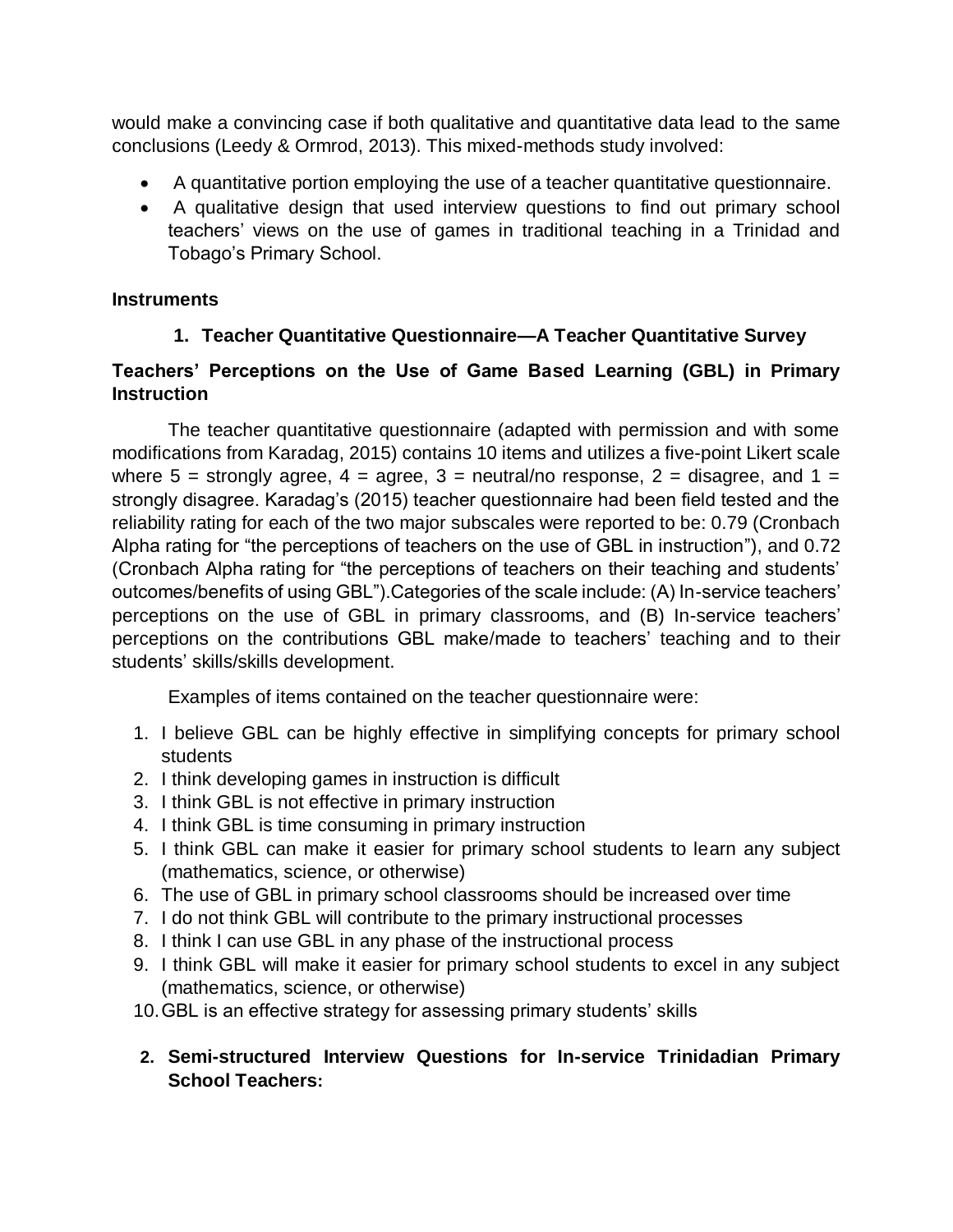would make a convincing case if both qualitative and quantitative data lead to the same conclusions (Leedy & Ormrod, 2013). This mixed-methods study involved:

- A quantitative portion employing the use of a teacher quantitative questionnaire.
- A qualitative design that used interview questions to find out primary school teachers' views on the use of games in traditional teaching in a Trinidad and Tobago's Primary School.

### Instruments

#### 1. Teacher Quantitative Questionnaire—A Teacher Quantitative Survey

**Teachers' Perceptions on the Use of Game Based Learning (GBL) in Primary Instruction**

The teacher quantitative questionnaire (adapted with permission and with some modifications from Karadag, 2015) contains 10 items and utilizes a five-point Likert scale where 5 = strongly agree, 4 = agree, 3 = neutral/no response, 2 = disagree, and 1 = strongly disagree. Karadag's (2015) teacher questionnaire had been field tested and the reliability rating for each of the two major subscales were reported to be: 0.79 (Cronbach Alpha rating for "the perceptions of teachers on the use of GBL in instruction"), and 0.72 (Cronbach Alpha rating for "the perceptions of teachers on their teaching and students' outcomes/benefits of using GBL").Categories of the scale include: (A) In-service teachers' perceptions on the use of GBL in primary classrooms, and (B) In-service teachers' perceptions on the contributions GBL make/made to teachers' teaching and to their students' skills/skills development.

Examples of items contained on the teacher questionnaire were:

1. I believe GBL can be highly effective in simplifying concepts for primary school students
2. I think developing games in instruction is difficult
3. I think GBL is not effective in primary instruction
4. I think GBL is time consuming in primary instruction
5. I think GBL can make it easier for primary school students to learn any subject (mathematics, science, or otherwise)
6. The use of GBL in primary school classrooms should be increased over time
7. I do not think GBL will contribute to the primary instructional processes
8. I think I can use GBL in any phase of the instructional process
9. I think GBL will make it easier for primary school students to excel in any subject (mathematics, science, or otherwise)
10. GBL is an effective strategy for assessing primary students' skills

#### 2. Semi-structured Interview Questions for In-service Trinidadian Primary School Teachers: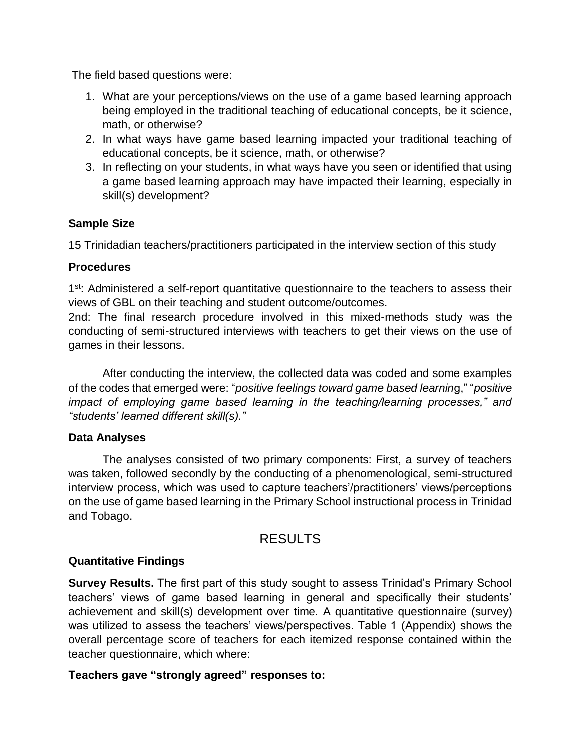The field based questions were:

1. What are your perceptions/views on the use of a game based learning approach being employed in the traditional teaching of educational concepts, be it science, math, or otherwise?
2. In what ways have game based learning impacted your traditional teaching of educational concepts, be it science, math, or otherwise?
3. In reflecting on your students, in what ways have you seen or identified that using a game based learning approach may have impacted their learning, especially in skill(s) development?

**Sample Size**

15 Trinidadian teachers/practitioners participated in the interview section of this study

**Procedures**

1st: Administered a self-report quantitative questionnaire to the teachers to assess their views of GBL on their teaching and student outcome/outcomes.
2nd: The final research procedure involved in this mixed-methods study was the conducting of semi-structured interviews with teachers to get their views on the use of games in their lessons.

After conducting the interview, the collected data was coded and some examples of the codes that emerged were: "*positive feelings toward game based learnin*g," "*positive impact of employing game based learning in the teaching/learning processes," and "students' learned different skill(s)."*

**Data Analyses**

The analyses consisted of two primary components: First, a survey of teachers was taken, followed secondly by the conducting of a phenomenological, semi-structured interview process, which was used to capture teachers'/practitioners' views/perceptions on the use of game based learning in the Primary School instructional process in Trinidad and Tobago.

## RESULTS

**Quantitative Findings**

**Survey Results.** The first part of this study sought to assess Trinidad's Primary School teachers' views of game based learning in general and specifically their students' achievement and skill(s) development over time. A quantitative questionnaire (survey) was utilized to assess the teachers' views/perspectives. Table 1 (Appendix) shows the overall percentage score of teachers for each itemized response contained within the teacher questionnaire, which where:

**Teachers gave "strongly agreed" responses to:**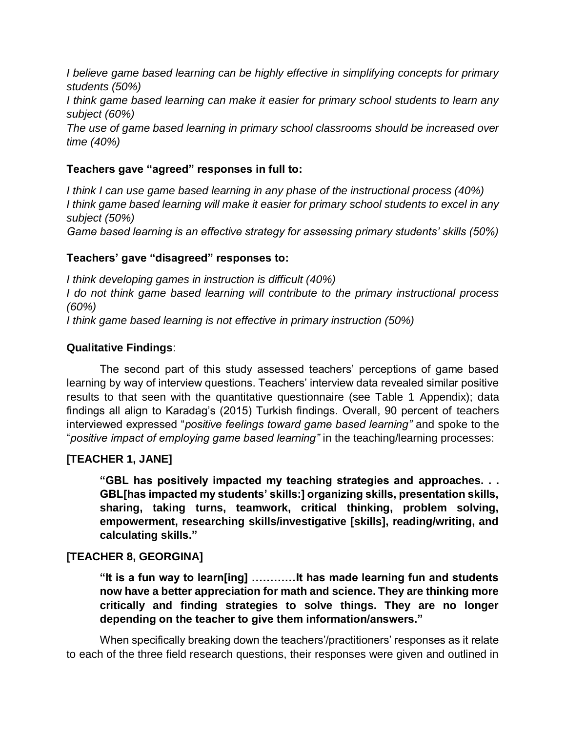*I believe game based learning can be highly effective in simplifying concepts for primary students (50%)*
*I think game based learning can make it easier for primary school students to learn any subject (60%)*
*The use of game based learning in primary school classrooms should be increased over time (40%)*

**Teachers gave "agreed" responses in full to:**

*I think I can use game based learning in any phase of the instructional process (40%)*
*I think game based learning will make it easier for primary school students to excel in any subject (50%)*
*Game based learning is an effective strategy for assessing primary students' skills (50%)*

**Teachers' gave "disagreed" responses to:**

*I think developing games in instruction is difficult (40%)*
*I do not think game based learning will contribute to the primary instructional process (60%)*
*I think game based learning is not effective in primary instruction (50%)*

**Qualitative Findings**:

The second part of this study assessed teachers' perceptions of game based learning by way of interview questions. Teachers' interview data revealed similar positive results to that seen with the quantitative questionnaire (see Table 1 Appendix); data findings all align to Karadag's (2015) Turkish findings. Overall, 90 percent of teachers interviewed expressed "*positive feelings toward game based learning"* and spoke to the "*positive impact of employing game based learning"* in the teaching/learning processes:

**[TEACHER 1, JANE]**

> **"GBL has positively impacted my teaching strategies and approaches. . . GBL[has impacted my students' skills:] organizing skills, presentation skills, sharing, taking turns, teamwork, critical thinking, problem solving, empowerment, researching skills/investigative [skills], reading/writing, and calculating skills."**

**[TEACHER 8, GEORGINA]**

> **"It is a fun way to learn[ing] …………It has made learning fun and students now have a better appreciation for math and science. They are thinking more critically and finding strategies to solve things. They are no longer depending on the teacher to give them information/answers."**

When specifically breaking down the teachers'/practitioners' responses as it relate to each of the three field research questions, their responses were given and outlined in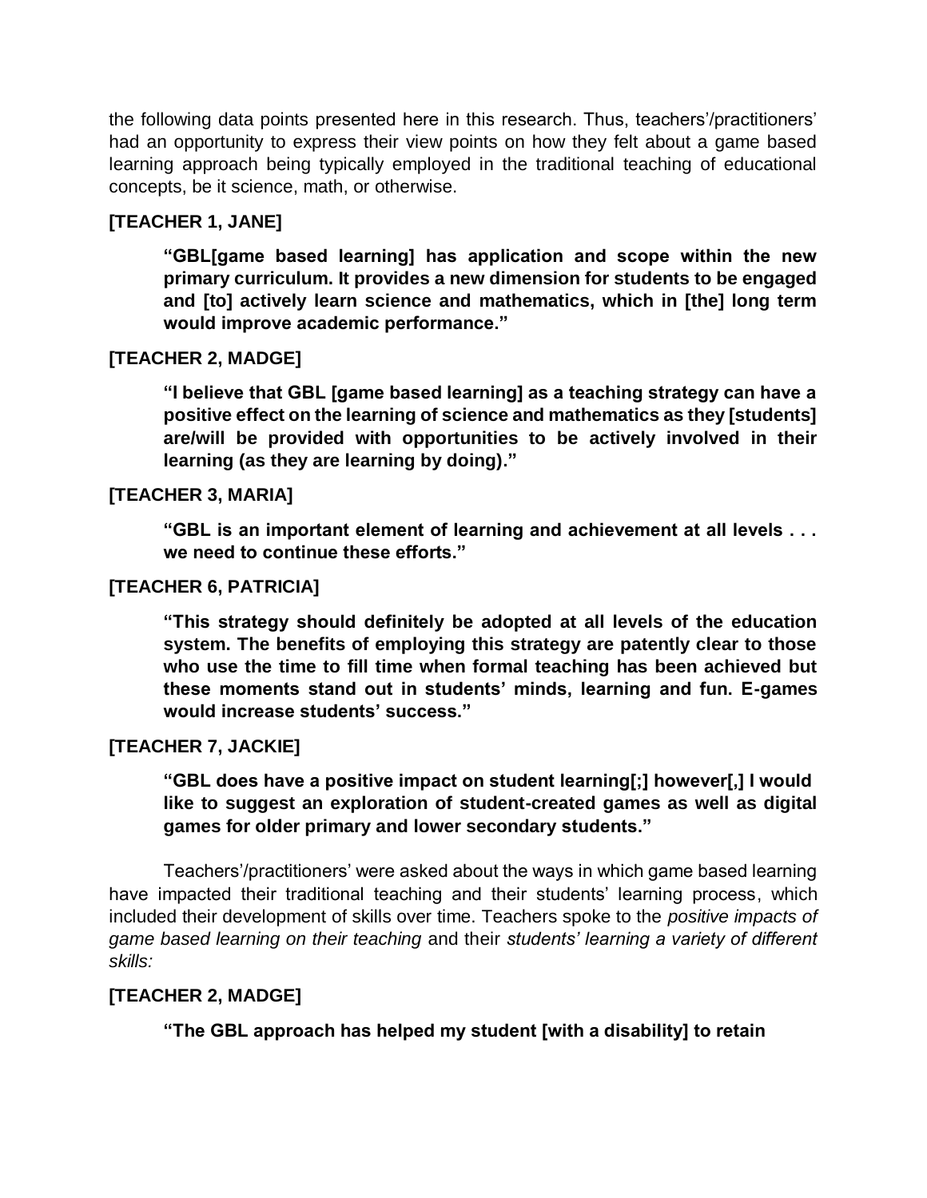the following data points presented here in this research. Thus, teachers'/practitioners' had an opportunity to express their view points on how they felt about a game based learning approach being typically employed in the traditional teaching of educational concepts, be it science, math, or otherwise.

**[TEACHER 1, JANE]**

> **"GBL[game based learning] has application and scope within the new primary curriculum. It provides a new dimension for students to be engaged and [to] actively learn science and mathematics, which in [the] long term would improve academic performance."**

**[TEACHER 2, MADGE]**

> **"I believe that GBL [game based learning] as a teaching strategy can have a positive effect on the learning of science and mathematics as they [students] are/will be provided with opportunities to be actively involved in their learning (as they are learning by doing)."**

**[TEACHER 3, MARIA]**

> **"GBL is an important element of learning and achievement at all levels . . . we need to continue these efforts."**

**[TEACHER 6, PATRICIA]**

> **"This strategy should definitely be adopted at all levels of the education system. The benefits of employing this strategy are patently clear to those who use the time to fill time when formal teaching has been achieved but these moments stand out in students' minds, learning and fun. E-games would increase students' success."**

**[TEACHER 7, JACKIE]**

> **"GBL does have a positive impact on student learning[;] however[,] I would like to suggest an exploration of student-created games as well as digital games for older primary and lower secondary students."**

Teachers'/practitioners' were asked about the ways in which game based learning have impacted their traditional teaching and their students' learning process, which included their development of skills over time. Teachers spoke to the *positive impacts of game based learning on their teaching* and their *students' learning a variety of different skills:*

**[TEACHER 2, MADGE]**

> **"The GBL approach has helped my student [with a disability] to retain**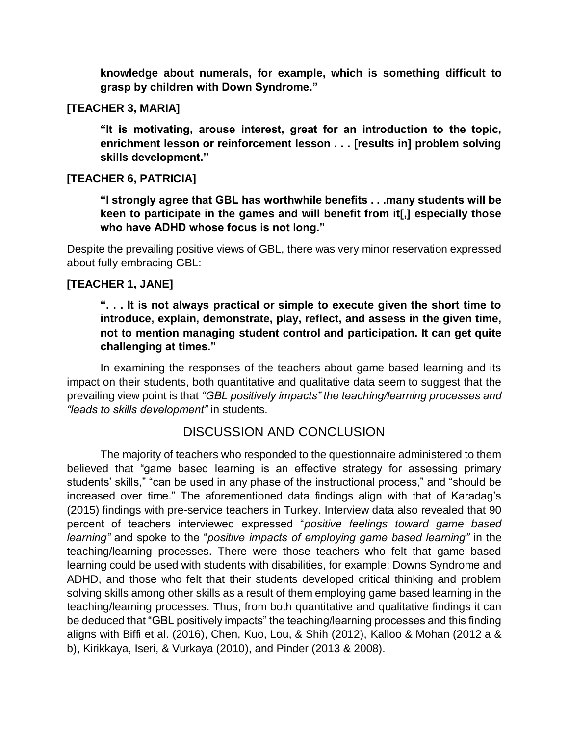**knowledge about numerals, for example, which is something difficult to grasp by children with Down Syndrome."**

**[TEACHER 3, MARIA]**

> **"It is motivating, arouse interest, great for an introduction to the topic, enrichment lesson or reinforcement lesson . . . [results in] problem solving skills development."**

**[TEACHER 6, PATRICIA]**

> **"I strongly agree that GBL has worthwhile benefits . . .many students will be keen to participate in the games and will benefit from it[,] especially those who have ADHD whose focus is not long."**

Despite the prevailing positive views of GBL, there was very minor reservation expressed about fully embracing GBL:

**[TEACHER 1, JANE]**

> **". . . It is not always practical or simple to execute given the short time to introduce, explain, demonstrate, play, reflect, and assess in the given time, not to mention managing student control and participation. It can get quite challenging at times."**

In examining the responses of the teachers about game based learning and its impact on their students, both quantitative and qualitative data seem to suggest that the prevailing view point is that *"GBL positively impacts" the teaching/learning processes and "leads to skills development"* in students.

## DISCUSSION AND CONCLUSION

The majority of teachers who responded to the questionnaire administered to them believed that "game based learning is an effective strategy for assessing primary students' skills," "can be used in any phase of the instructional process," and "should be increased over time." The aforementioned data findings align with that of Karadag's (2015) findings with pre-service teachers in Turkey. Interview data also revealed that 90 percent of teachers interviewed expressed "*positive feelings toward game based learning"* and spoke to the "*positive impacts of employing game based learning"* in the teaching/learning processes. There were those teachers who felt that game based learning could be used with students with disabilities, for example: Downs Syndrome and ADHD, and those who felt that their students developed critical thinking and problem solving skills among other skills as a result of them employing game based learning in the teaching/learning processes. Thus, from both quantitative and qualitative findings it can be deduced that "GBL positively impacts" the teaching/learning processes and this finding aligns with Biffi et al. (2016), Chen, Kuo, Lou, & Shih (2012), Kalloo & Mohan (2012 a & b), Kirikkaya, Iseri, & Vurkaya (2010), and Pinder (2013 & 2008).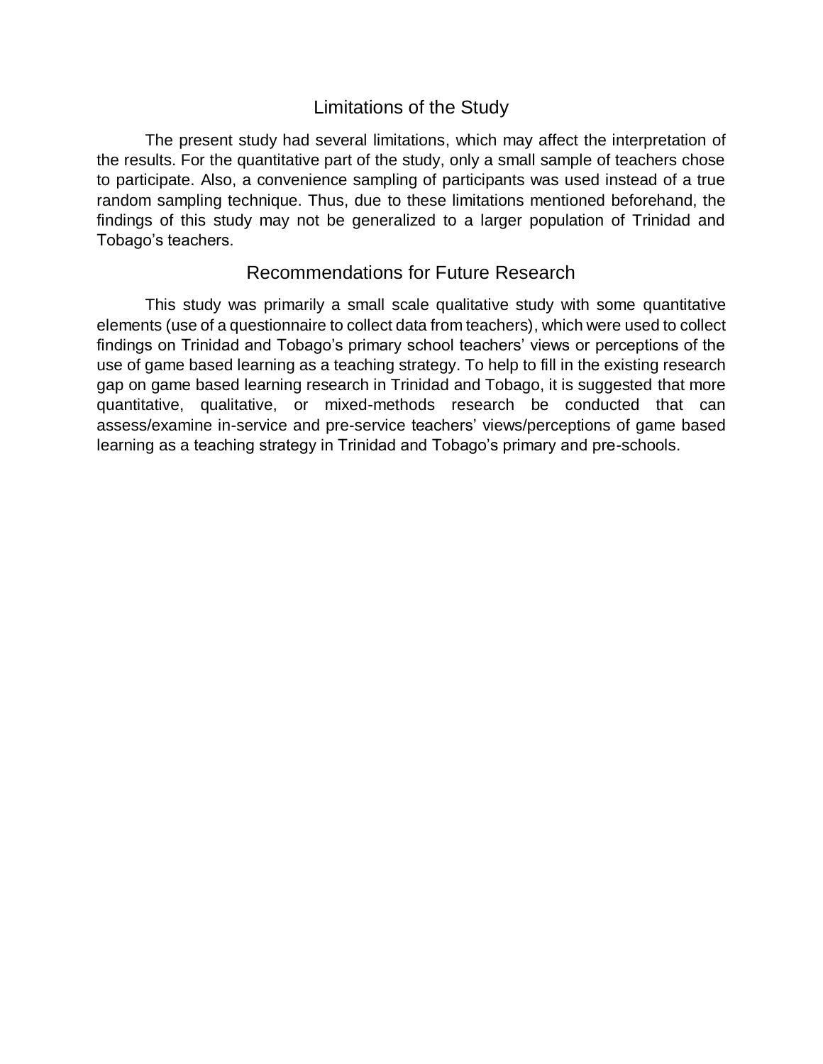## Limitations of the Study

The present study had several limitations, which may affect the interpretation of the results. For the quantitative part of the study, only a small sample of teachers chose to participate. Also, a convenience sampling of participants was used instead of a true random sampling technique. Thus, due to these limitations mentioned beforehand, the findings of this study may not be generalized to a larger population of Trinidad and Tobago's teachers.

## Recommendations for Future Research

This study was primarily a small scale qualitative study with some quantitative elements (use of a questionnaire to collect data from teachers), which were used to collect findings on Trinidad and Tobago's primary school teachers' views or perceptions of the use of game based learning as a teaching strategy. To help to fill in the existing research gap on game based learning research in Trinidad and Tobago, it is suggested that more quantitative, qualitative, or mixed-methods research be conducted that can assess/examine in-service and pre-service teachers' views/perceptions of game based learning as a teaching strategy in Trinidad and Tobago's primary and pre-schools.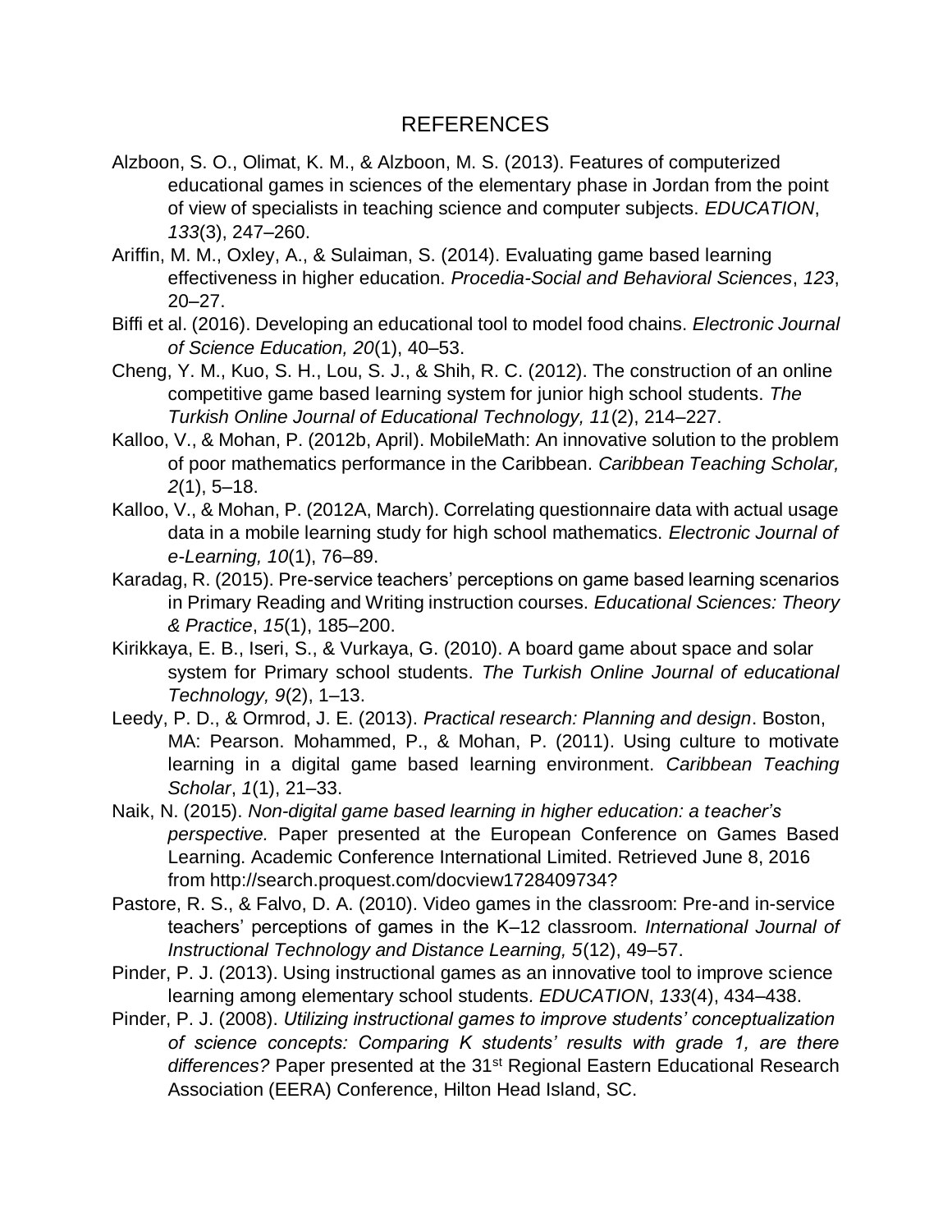# REFERENCES

Alzboon, S. O., Olimat, K. M., & Alzboon, M. S. (2013). Features of computerized educational games in sciences of the elementary phase in Jordan from the point of view of specialists in teaching science and computer subjects. *EDUCATION*, *133*(3), 247–260.

Ariffin, M. M., Oxley, A., & Sulaiman, S. (2014). Evaluating game based learning effectiveness in higher education. *Procedia-Social and Behavioral Sciences*, *123*, 20–27.

Biffi et al. (2016). Developing an educational tool to model food chains. *Electronic Journal of Science Education, 20*(1), 40–53.

Cheng, Y. M., Kuo, S. H., Lou, S. J., & Shih, R. C. (2012). The construction of an online competitive game based learning system for junior high school students. *The Turkish Online Journal of Educational Technology, 11*(2), 214–227.

Kalloo, V., & Mohan, P. (2012b, April). MobileMath: An innovative solution to the problem of poor mathematics performance in the Caribbean. *Caribbean Teaching Scholar, 2*(1), 5–18.

Kalloo, V., & Mohan, P. (2012A, March). Correlating questionnaire data with actual usage data in a mobile learning study for high school mathematics. *Electronic Journal of e-Learning, 10*(1), 76–89.

Karadag, R. (2015). Pre-service teachers' perceptions on game based learning scenarios in Primary Reading and Writing instruction courses. *Educational Sciences: Theory & Practice*, *15*(1), 185–200.

Kirikkaya, E. B., Iseri, S., & Vurkaya, G. (2010). A board game about space and solar system for Primary school students. *The Turkish Online Journal of educational Technology, 9*(2), 1–13.

Leedy, P. D., & Ormrod, J. E. (2013). *Practical research: Planning and design*. Boston, MA: Pearson. Mohammed, P., & Mohan, P. (2011). Using culture to motivate learning in a digital game based learning environment. *Caribbean Teaching Scholar*, *1*(1), 21–33.

Naik, N. (2015). *Non-digital game based learning in higher education: a teacher's perspective.* Paper presented at the European Conference on Games Based Learning. Academic Conference International Limited. Retrieved June 8, 2016 from http://search.proquest.com/docview1728409734?

Pastore, R. S., & Falvo, D. A. (2010). Video games in the classroom: Pre-and in-service teachers' perceptions of games in the K–12 classroom. *International Journal of Instructional Technology and Distance Learning, 5*(12), 49–57.

Pinder, P. J. (2013). Using instructional games as an innovative tool to improve science learning among elementary school students. *EDUCATION*, *133*(4), 434–438.

Pinder, P. J. (2008). *Utilizing instructional games to improve students' conceptualization of science concepts: Comparing K students' results with grade 1, are there differences?* Paper presented at the 31st Regional Eastern Educational Research Association (EERA) Conference, Hilton Head Island, SC.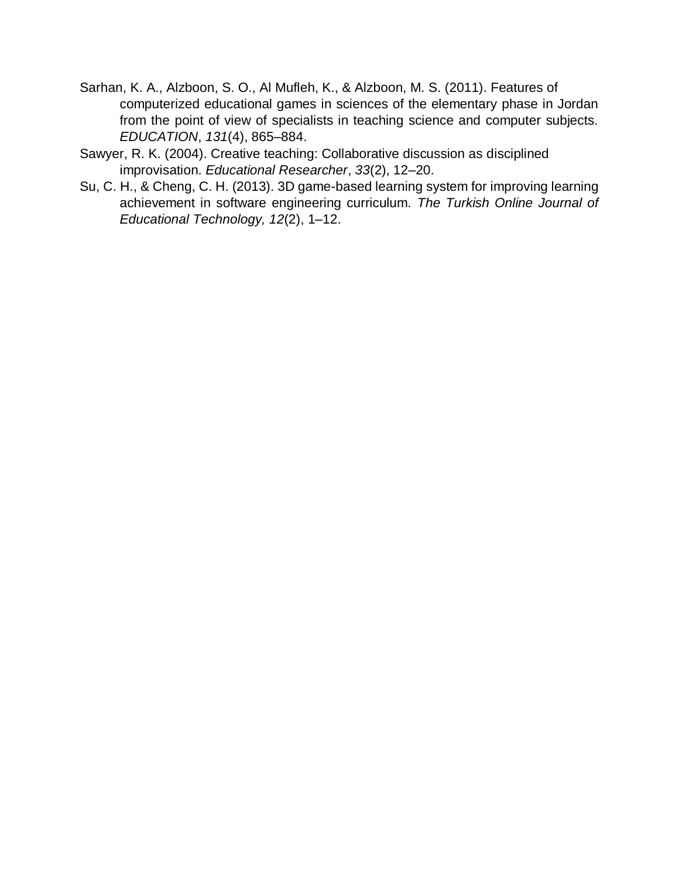Sarhan, K. A., Alzboon, S. O., Al Mufleh, K., & Alzboon, M. S. (2011). Features of computerized educational games in sciences of the elementary phase in Jordan from the point of view of specialists in teaching science and computer subjects. *EDUCATION*, *131*(4), 865–884.

Sawyer, R. K. (2004). Creative teaching: Collaborative discussion as disciplined improvisation. *Educational Researcher*, *33*(2), 12–20.

Su, C. H., & Cheng, C. H. (2013). 3D game-based learning system for improving learning achievement in software engineering curriculum. *The Turkish Online Journal of Educational Technology, 12*(2), 1–12.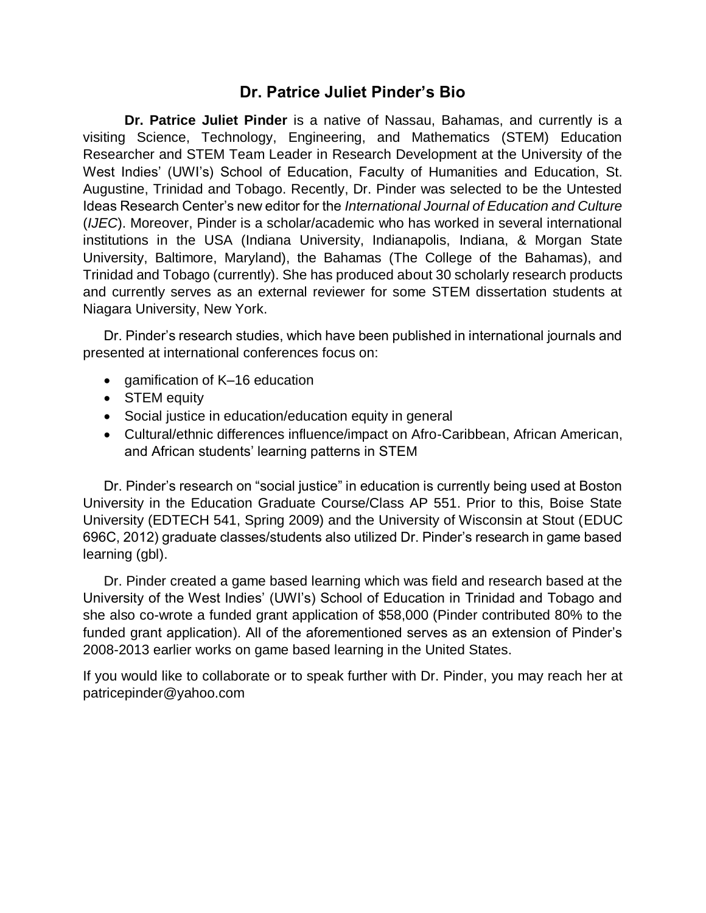## Dr. Patrice Juliet Pinder's Bio

**Dr. Patrice Juliet Pinder** is a native of Nassau, Bahamas, and currently is a visiting Science, Technology, Engineering, and Mathematics (STEM) Education Researcher and STEM Team Leader in Research Development at the University of the West Indies' (UWI's) School of Education, Faculty of Humanities and Education, St. Augustine, Trinidad and Tobago. Recently, Dr. Pinder was selected to be the Untested Ideas Research Center's new editor for the *International Journal of Education and Culture* (*IJEC*). Moreover, Pinder is a scholar/academic who has worked in several international institutions in the USA (Indiana University, Indianapolis, Indiana, & Morgan State University, Baltimore, Maryland), the Bahamas (The College of the Bahamas), and Trinidad and Tobago (currently). She has produced about 30 scholarly research products and currently serves as an external reviewer for some STEM dissertation students at Niagara University, New York.

Dr. Pinder's research studies, which have been published in international journals and presented at international conferences focus on:

- gamification of K–16 education
- STEM equity
- Social justice in education/education equity in general
- Cultural/ethnic differences influence/impact on Afro-Caribbean, African American, and African students' learning patterns in STEM

Dr. Pinder's research on "social justice" in education is currently being used at Boston University in the Education Graduate Course/Class AP 551. Prior to this, Boise State University (EDTECH 541, Spring 2009) and the University of Wisconsin at Stout (EDUC 696C, 2012) graduate classes/students also utilized Dr. Pinder's research in game based learning (gbl).

Dr. Pinder created a game based learning which was field and research based at the University of the West Indies' (UWI's) School of Education in Trinidad and Tobago and she also co-wrote a funded grant application of $58,000 (Pinder contributed 80% to the funded grant application). All of the aforementioned serves as an extension of Pinder's 2008-2013 earlier works on game based learning in the United States.

If you would like to collaborate or to speak further with Dr. Pinder, you may reach her at patricepinder@yahoo.com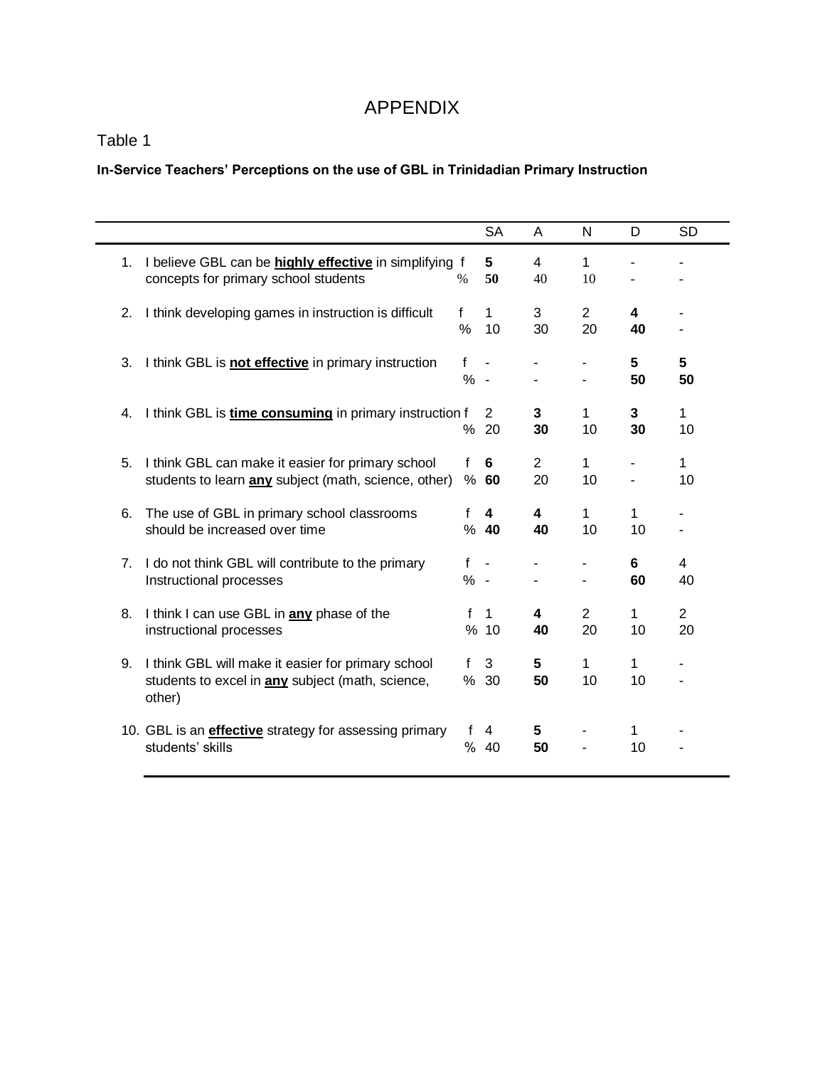# APPENDIX

Table 1

**In-Service Teachers' Perceptions on the use of GBL in Trinidadian Primary Instruction**

| | | | SA | A | N | D | SD |
|---|---|---|---|---|---|---|---|
| 1. | I believe GBL can be **highly effective** in simplifying concepts for primary school students | f | **5** | 4 | 1 | - | - |
| | | % | **50** | 40 | 10 | - | - |
| 2. | I think developing games in instruction is difficult | f | 1 | 3 | 2 | **4** | - |
| | | % | 10 | 30 | 20 | **40** | - |
| 3. | I think GBL is **not effective** in primary instruction | f | - | - | - | **5** | **5** |
| | | % | - | - | - | **50** | **50** |
| 4. | I think GBL is **time consuming** in primary instruction | f | 2 | **3** | 1 | **3** | 1 |
| | | % | 20 | **30** | 10 | **30** | 10 |
| 5. | I think GBL can make it easier for primary school students to learn **any** subject (math, science, other) | f | **6** | 2 | 1 | - | 1 |
| | | % | **60** | 20 | 10 | - | 10 |
| 6. | The use of GBL in primary school classrooms should be increased over time | f | **4** | **4** | 1 | 1 | - |
| | | % | **40** | **40** | 10 | 10 | - |
| 7. | I do not think GBL will contribute to the primary Instructional processes | f | - | - | - | **6** | 4 |
| | | % | - | - | - | **60** | 40 |
| 8. | I think I can use GBL in **any** phase of the instructional processes | f | 1 | **4** | 2 | 1 | 2 |
| | | % | 10 | **40** | 20 | 10 | 20 |
| 9. | I think GBL will make it easier for primary school students to excel in **any** subject (math, science, other) | f | 3 | **5** | 1 | 1 | - |
| | | % | 30 | **50** | 10 | 10 | - |
| 10. | GBL is an **effective** strategy for assessing primary students' skills | f | 4 | **5** | - | 1 | - |
| | | % | 40 | **50** | - | 10 | - |